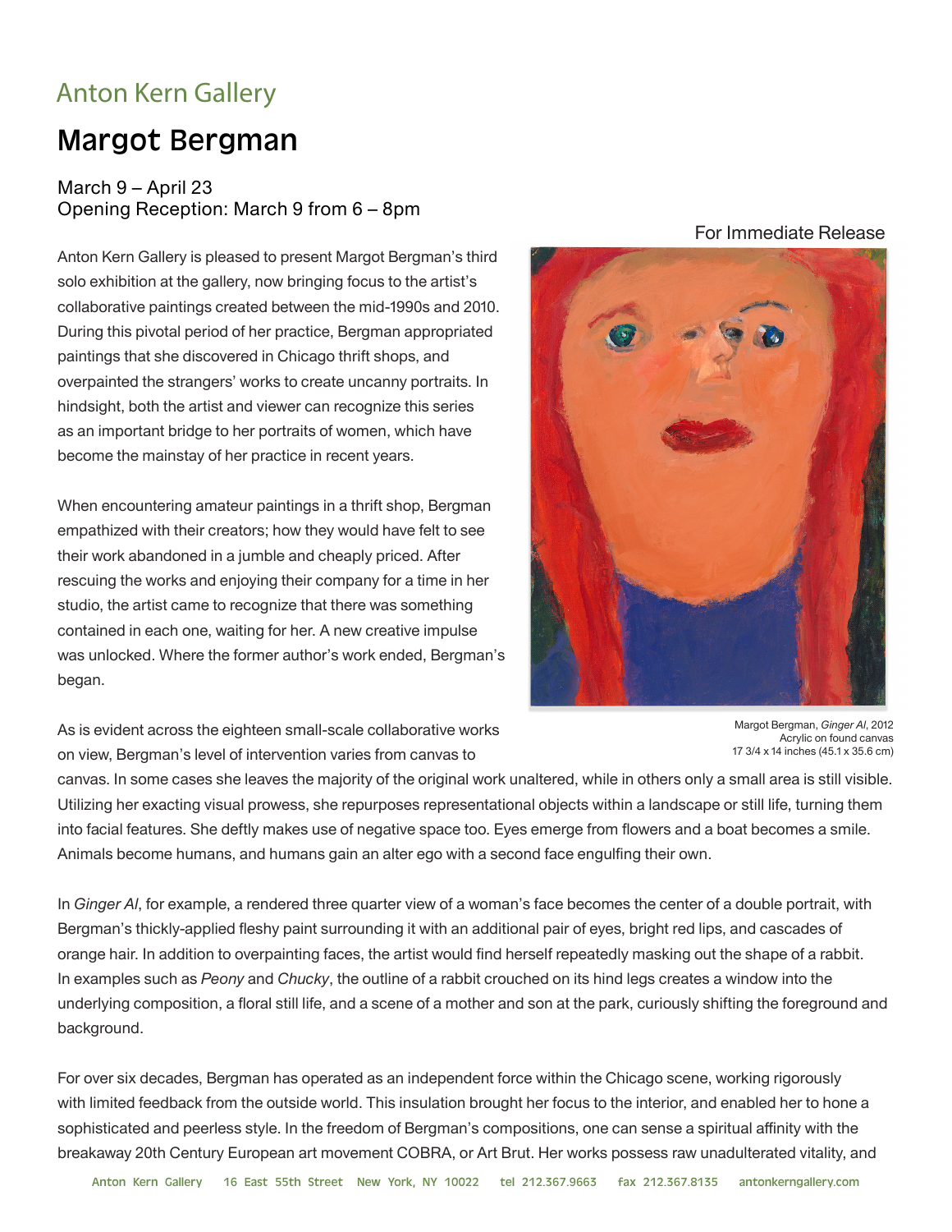Anton Kern Gallery

# Margot Bergman

March 9 – April 23
Opening Reception: March 9 from 6 – 8pm

For Immediate Release

Anton Kern Gallery is pleased to present Margot Bergman's third solo exhibition at the gallery, now bringing focus to the artist's collaborative paintings created between the mid-1990s and 2010. During this pivotal period of her practice, Bergman appropriated paintings that she discovered in Chicago thrift shops, and overpainted the strangers' works to create uncanny portraits. In hindsight, both the artist and viewer can recognize this series as an important bridge to her portraits of women, which have become the mainstay of her practice in recent years.

When encountering amateur paintings in a thrift shop, Bergman empathized with their creators; how they would have felt to see their work abandoned in a jumble and cheaply priced. After rescuing the works and enjoying their company for a time in her studio, the artist came to recognize that there was something contained in each one, waiting for her. A new creative impulse was unlocked. Where the former author's work ended, Bergman's began.

Margot Bergman, *Ginger Al*, 2012
Acrylic on found canvas
17 3/4 x 14 inches (45.1 x 35.6 cm)

As is evident across the eighteen small-scale collaborative works on view, Bergman's level of intervention varies from canvas to canvas. In some cases she leaves the majority of the original work unaltered, while in others only a small area is still visible. Utilizing her exacting visual prowess, she repurposes representational objects within a landscape or still life, turning them into facial features. She deftly makes use of negative space too. Eyes emerge from flowers and a boat becomes a smile. Animals become humans, and humans gain an alter ego with a second face engulfing their own.

In *Ginger Al*, for example, a rendered three quarter view of a woman's face becomes the center of a double portrait, with Bergman's thickly-applied fleshy paint surrounding it with an additional pair of eyes, bright red lips, and cascades of orange hair. In addition to overpainting faces, the artist would find herself repeatedly masking out the shape of a rabbit. In examples such as *Peony* and *Chucky*, the outline of a rabbit crouched on its hind legs creates a window into the underlying composition, a floral still life, and a scene of a mother and son at the park, curiously shifting the foreground and background.

For over six decades, Bergman has operated as an independent force within the Chicago scene, working rigorously with limited feedback from the outside world. This insulation brought her focus to the interior, and enabled her to hone a sophisticated and peerless style. In the freedom of Bergman's compositions, one can sense a spiritual affinity with the breakaway 20th Century European art movement COBRA, or Art Brut. Her works possess raw unadulterated vitality, and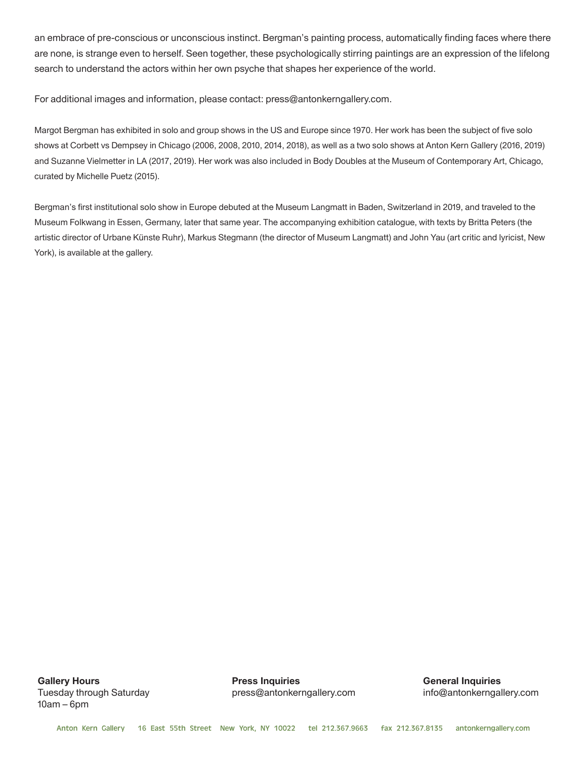an embrace of pre-conscious or unconscious instinct. Bergman's painting process, automatically finding faces where there are none, is strange even to herself. Seen together, these psychologically stirring paintings are an expression of the lifelong search to understand the actors within her own psyche that shapes her experience of the world.

For additional images and information, please contact: press@antonkerngallery.com.

Margot Bergman has exhibited in solo and group shows in the US and Europe since 1970. Her work has been the subject of five solo shows at Corbett vs Dempsey in Chicago (2006, 2008, 2010, 2014, 2018), as well as a two solo shows at Anton Kern Gallery (2016, 2019) and Suzanne Vielmetter in LA (2017, 2019). Her work was also included in Body Doubles at the Museum of Contemporary Art, Chicago, curated by Michelle Puetz (2015).

Bergman's first institutional solo show in Europe debuted at the Museum Langmatt in Baden, Switzerland in 2019, and traveled to the Museum Folkwang in Essen, Germany, later that same year. The accompanying exhibition catalogue, with texts by Britta Peters (the artistic director of Urbane Künste Ruhr), Markus Stegmann (the director of Museum Langmatt) and John Yau (art critic and lyricist, New York), is available at the gallery.

**Gallery Hours**
Tuesday through Saturday
10am – 6pm

**Press Inquiries**
press@antonkerngallery.com

**General Inquiries**
info@antonkerngallery.com

Anton Kern Gallery 16 East 55th Street New York, NY 10022 tel 212.367.9663 fax 212.367.8135 antonkerngallery.com